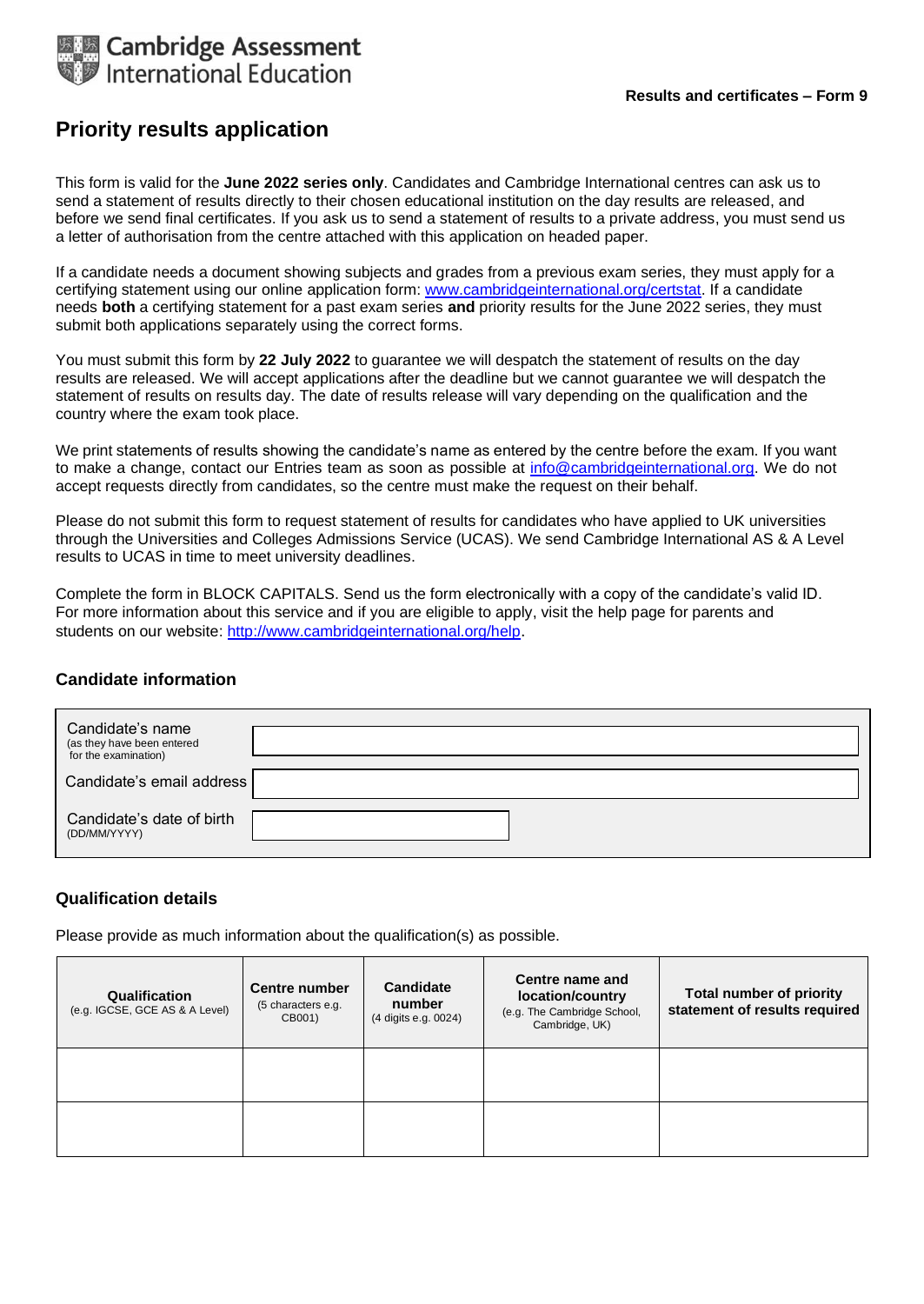Cambridge Assessment International Education

**Results and certificates – Form 9**

# Priority results application

This form is valid for the **June 2022 series only**. Candidates and Cambridge International centres can ask us to send a statement of results directly to their chosen educational institution on the day results are released, and before we send final certificates. If you ask us to send a statement of results to a private address, you must send us a letter of authorisation from the centre attached with this application on headed paper.

If a candidate needs a document showing subjects and grades from a previous exam series, they must apply for a certifying statement using our online application form: www.cambridgeinternational.org/certstat. If a candidate needs **both** a certifying statement for a past exam series **and** priority results for the June 2022 series, they must submit both applications separately using the correct forms.

You must submit this form by **22 July 2022** to guarantee we will despatch the statement of results on the day results are released. We will accept applications after the deadline but we cannot guarantee we will despatch the statement of results on results day. The date of results release will vary depending on the qualification and the country where the exam took place.

We print statements of results showing the candidate's name as entered by the centre before the exam. If you want to make a change, contact our Entries team as soon as possible at info@cambridgeinternational.org. We do not accept requests directly from candidates, so the centre must make the request on their behalf.

Please do not submit this form to request statement of results for candidates who have applied to UK universities through the Universities and Colleges Admissions Service (UCAS). We send Cambridge International AS & A Level results to UCAS in time to meet university deadlines.

Complete the form in BLOCK CAPITALS. Send us the form electronically with a copy of the candidate's valid ID. For more information about this service and if you are eligible to apply, visit the help page for parents and students on our website: http://www.cambridgeinternational.org/help.

## Candidate information

| | |
|---|---|
| Candidate's name (as they have been entered for the examination) | |
| Candidate's email address | |
| Candidate's date of birth (DD/MM/YYYY) | |

## Qualification details

Please provide as much information about the qualification(s) as possible.

| Qualification (e.g. IGCSE, GCE AS & A Level) | Centre number (5 characters e.g. CB001) | Candidate number (4 digits e.g. 0024) | Centre name and location/country (e.g. The Cambridge School, Cambridge, UK) | Total number of priority statement of results required |
|---|---|---|---|---|
| | | | | |
| | | | | |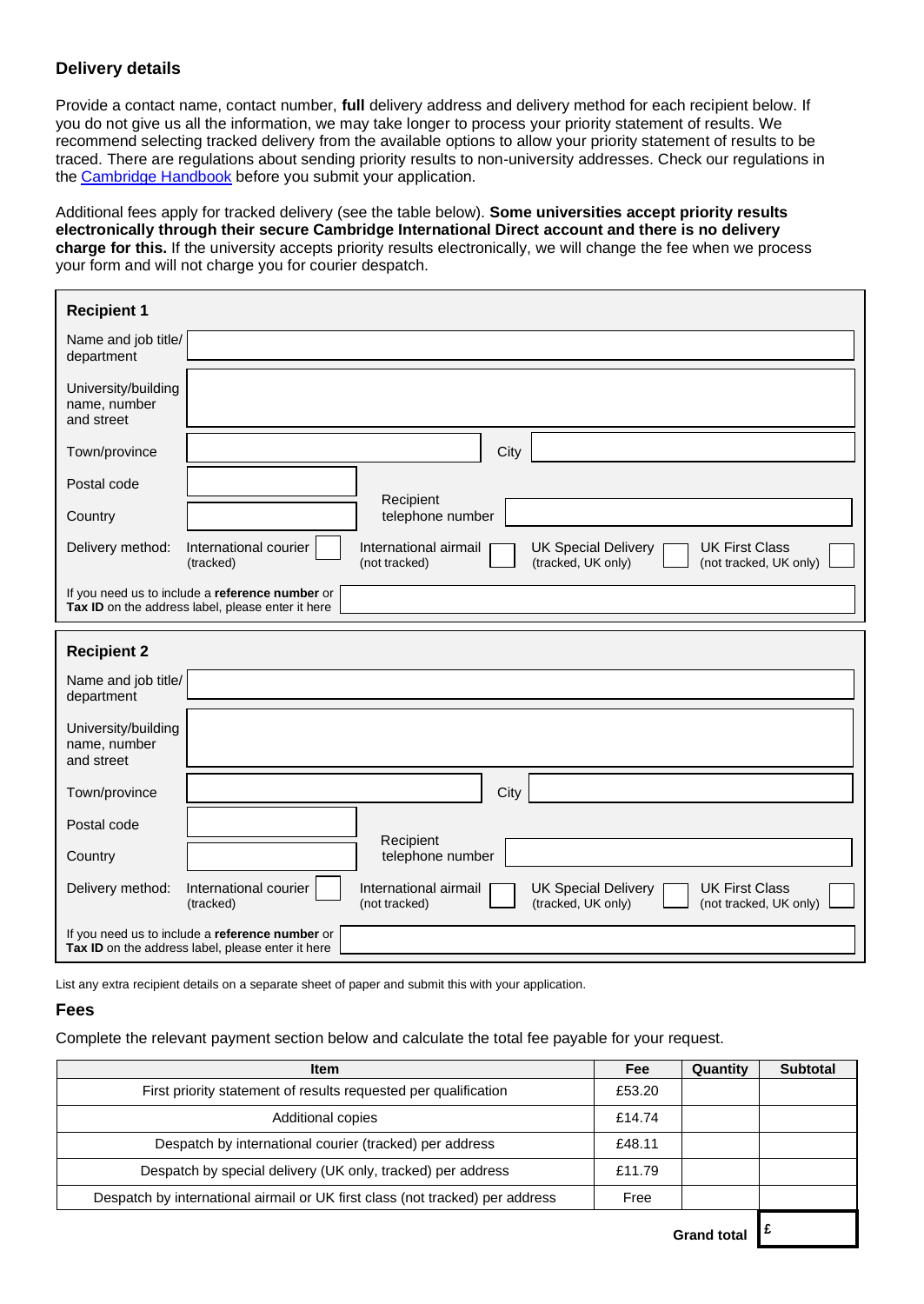## Delivery details

Provide a contact name, contact number, **full** delivery address and delivery method for each recipient below. If you do not give us all the information, we may take longer to process your priority statement of results. We recommend selecting tracked delivery from the available options to allow your priority statement of results to be traced. There are regulations about sending priority results to non-university addresses. Check our regulations in the Cambridge Handbook before you submit your application.

Additional fees apply for tracked delivery (see the table below). **Some universities accept priority results electronically through their secure Cambridge International Direct account and there is no delivery charge for this.** If the university accepts priority results electronically, we will change the fee when we process your form and will not charge you for courier despatch.

### Recipient 1

| | |
|---|---|
| Name and job title/ department | |
| University/building name, number and street | |
| Town/province | |
| City | |
| Postal code | |
| Country | |
| Recipient telephone number | |

Delivery method: International courier (tracked) ☐ International airmail (not tracked) ☐ UK Special Delivery (tracked, UK only) ☐ UK First Class (not tracked, UK only) ☐

If you need us to include a **reference number** or **Tax ID** on the address label, please enter it here: ____________

### Recipient 2

| | |
|---|---|
| Name and job title/ department | |
| University/building name, number and street | |
| Town/province | |
| City | |
| Postal code | |
| Country | |
| Recipient telephone number | |

Delivery method: International courier (tracked) ☐ International airmail (not tracked) ☐ UK Special Delivery (tracked, UK only) ☐ UK First Class (not tracked, UK only) ☐

If you need us to include a **reference number** or **Tax ID** on the address label, please enter it here: ____________

List any extra recipient details on a separate sheet of paper and submit this with your application.

### Fees

Complete the relevant payment section below and calculate the total fee payable for your request.

| Item | Fee | Quantity | Subtotal |
|---|---|---|---|
| First priority statement of results requested per qualification | £53.20 | | |
| Additional copies | £14.74 | | |
| Despatch by international courier (tracked) per address | £48.11 | | |
| Despatch by special delivery (UK only, tracked) per address | £11.79 | | |
| Despatch by international airmail or UK first class (not tracked) per address | Free | | |
| | | **Grand total** | £ |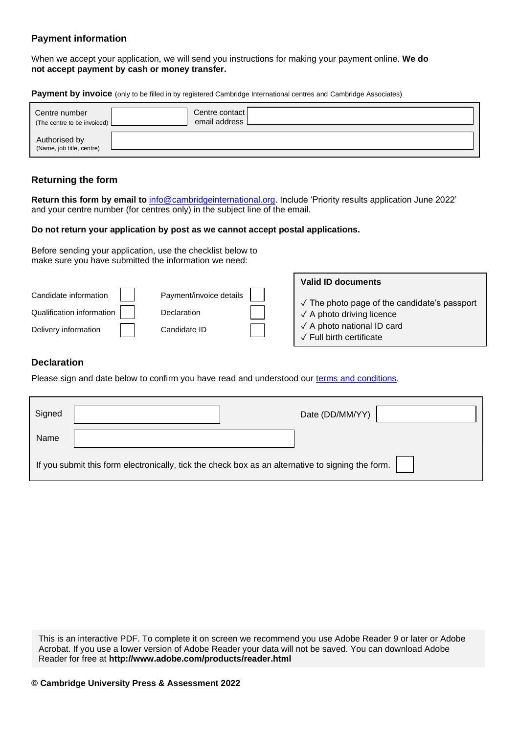## Payment information

When we accept your application, we will send you instructions for making your payment online. **We do not accept payment by cash or money transfer.**

**Payment by invoice** (only to be filled in by registered Cambridge International centres and Cambridge Associates)

| | | | |
|---|---|---|---|
| Centre number (The centre to be invoiced) | | Centre contact email address | |
| Authorised by (Name, job title, centre) | | | |

## Returning the form

**Return this form by email to** info@cambridgeinternational.org. Include 'Priority results application June 2022' and your centre number (for centres only) in the subject line of the email.

**Do not return your application by post as we cannot accept postal applications.**

Before sending your application, use the checklist below to make sure you have submitted the information we need:

| | | | |
|---|---|---|---|
| Candidate information | ☐ | Payment/invoice details | ☐ |
| Qualification information | ☐ | Declaration | ☐ |
| Delivery information | ☐ | Candidate ID | ☐ |

**Valid ID documents**

- ✓ The photo page of the candidate's passport
- ✓ A photo driving licence
- ✓ A photo national ID card
- ✓ Full birth certificate

## Declaration

Please sign and date below to confirm you have read and understood our terms and conditions.

| | | | |
|---|---|---|---|
| Signed | | Date (DD/MM/YY) | |
| Name | | | |

If you submit this form electronically, tick the check box as an alternative to signing the form. ☐

This is an interactive PDF. To complete it on screen we recommend you use Adobe Reader 9 or later or Adobe Acrobat. If you use a lower version of Adobe Reader your data will not be saved. You can download Adobe Reader for free at **http://www.adobe.com/products/reader.html**

**© Cambridge University Press & Assessment 2022**